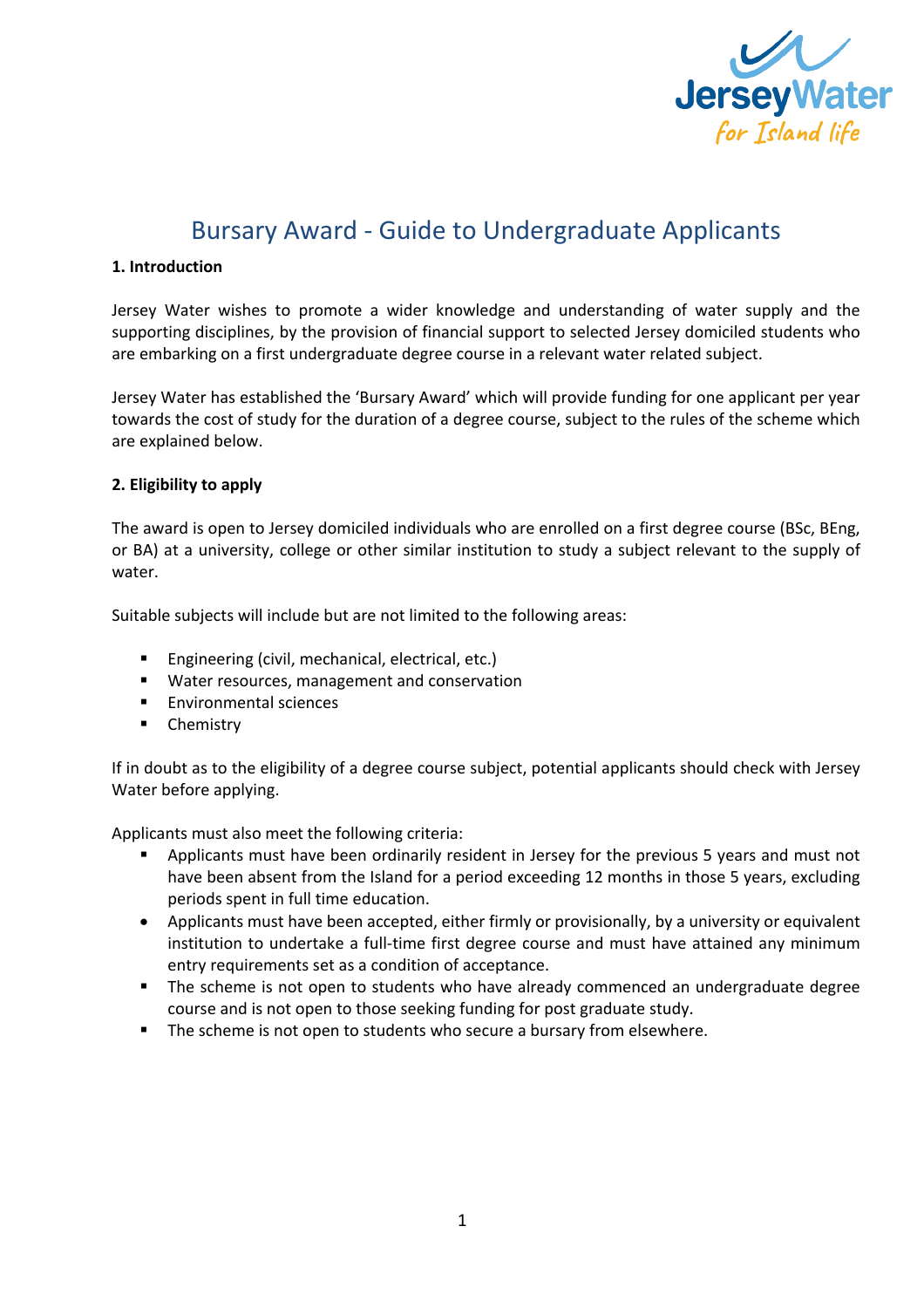# Bursary Award - Guide to Undergraduate Applicants

**1. Introduction**

Jersey Water wishes to promote a wider knowledge and understanding of water supply and the supporting disciplines, by the provision of financial support to selected Jersey domiciled students who are embarking on a first undergraduate degree course in a relevant water related subject.

Jersey Water has established the 'Bursary Award' which will provide funding for one applicant per year towards the cost of study for the duration of a degree course, subject to the rules of the scheme which are explained below.

**2. Eligibility to apply**

The award is open to Jersey domiciled individuals who are enrolled on a first degree course (BSc, BEng, or BA) at a university, college or other similar institution to study a subject relevant to the supply of water.

Suitable subjects will include but are not limited to the following areas:

- Engineering (civil, mechanical, electrical, etc.)
- Water resources, management and conservation
- Environmental sciences
- Chemistry

If in doubt as to the eligibility of a degree course subject, potential applicants should check with Jersey Water before applying.

Applicants must also meet the following criteria:

- Applicants must have been ordinarily resident in Jersey for the previous 5 years and must not have been absent from the Island for a period exceeding 12 months in those 5 years, excluding periods spent in full time education.
- Applicants must have been accepted, either firmly or provisionally, by a university or equivalent institution to undertake a full-time first degree course and must have attained any minimum entry requirements set as a condition of acceptance.
- The scheme is not open to students who have already commenced an undergraduate degree course and is not open to those seeking funding for post graduate study.
- The scheme is not open to students who secure a bursary from elsewhere.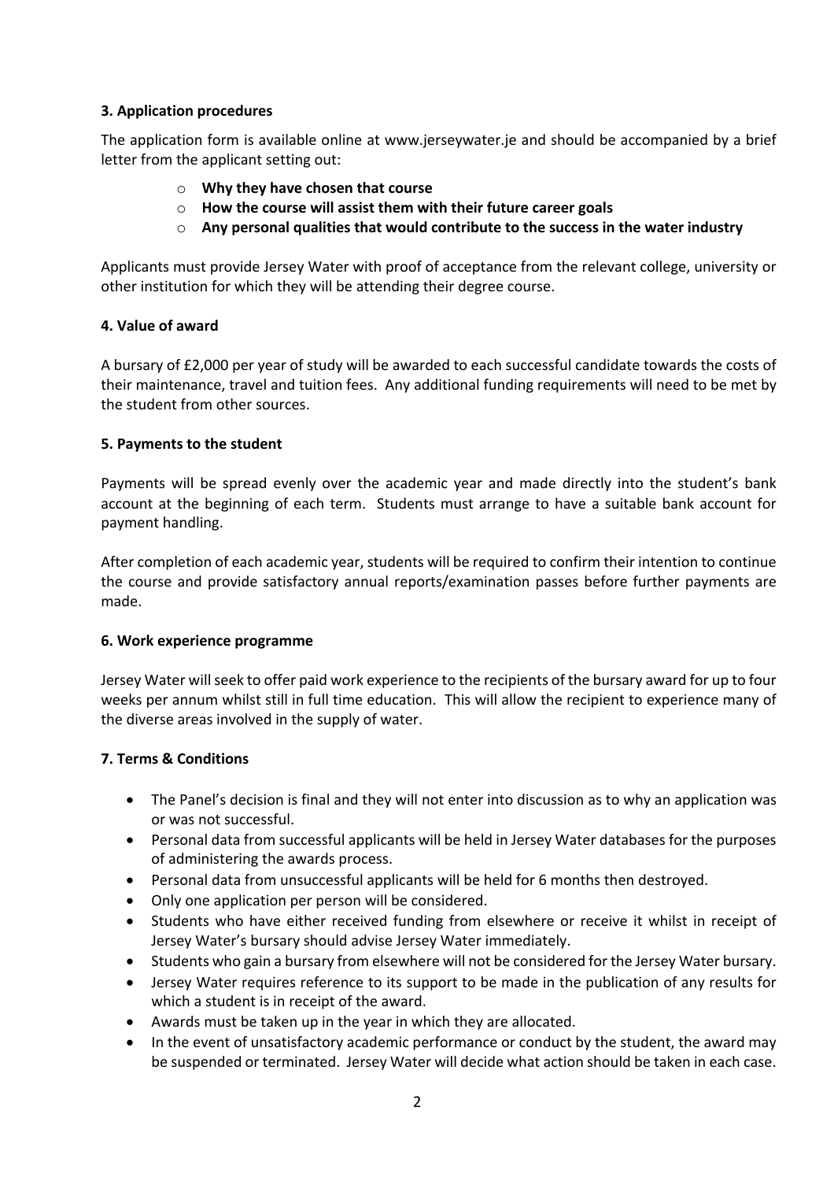### 3. Application procedures

The application form is available online at www.jerseywater.je and should be accompanied by a brief letter from the applicant setting out:

- **Why they have chosen that course**
- **How the course will assist them with their future career goals**
- **Any personal qualities that would contribute to the success in the water industry**

Applicants must provide Jersey Water with proof of acceptance from the relevant college, university or other institution for which they will be attending their degree course.

### 4. Value of award

A bursary of £2,000 per year of study will be awarded to each successful candidate towards the costs of their maintenance, travel and tuition fees. Any additional funding requirements will need to be met by the student from other sources.

### 5. Payments to the student

Payments will be spread evenly over the academic year and made directly into the student's bank account at the beginning of each term. Students must arrange to have a suitable bank account for payment handling.

After completion of each academic year, students will be required to confirm their intention to continue the course and provide satisfactory annual reports/examination passes before further payments are made.

### 6. Work experience programme

Jersey Water will seek to offer paid work experience to the recipients of the bursary award for up to four weeks per annum whilst still in full time education. This will allow the recipient to experience many of the diverse areas involved in the supply of water.

### 7. Terms & Conditions

- The Panel's decision is final and they will not enter into discussion as to why an application was or was not successful.
- Personal data from successful applicants will be held in Jersey Water databases for the purposes of administering the awards process.
- Personal data from unsuccessful applicants will be held for 6 months then destroyed.
- Only one application per person will be considered.
- Students who have either received funding from elsewhere or receive it whilst in receipt of Jersey Water's bursary should advise Jersey Water immediately.
- Students who gain a bursary from elsewhere will not be considered for the Jersey Water bursary.
- Jersey Water requires reference to its support to be made in the publication of any results for which a student is in receipt of the award.
- Awards must be taken up in the year in which they are allocated.
- In the event of unsatisfactory academic performance or conduct by the student, the award may be suspended or terminated. Jersey Water will decide what action should be taken in each case.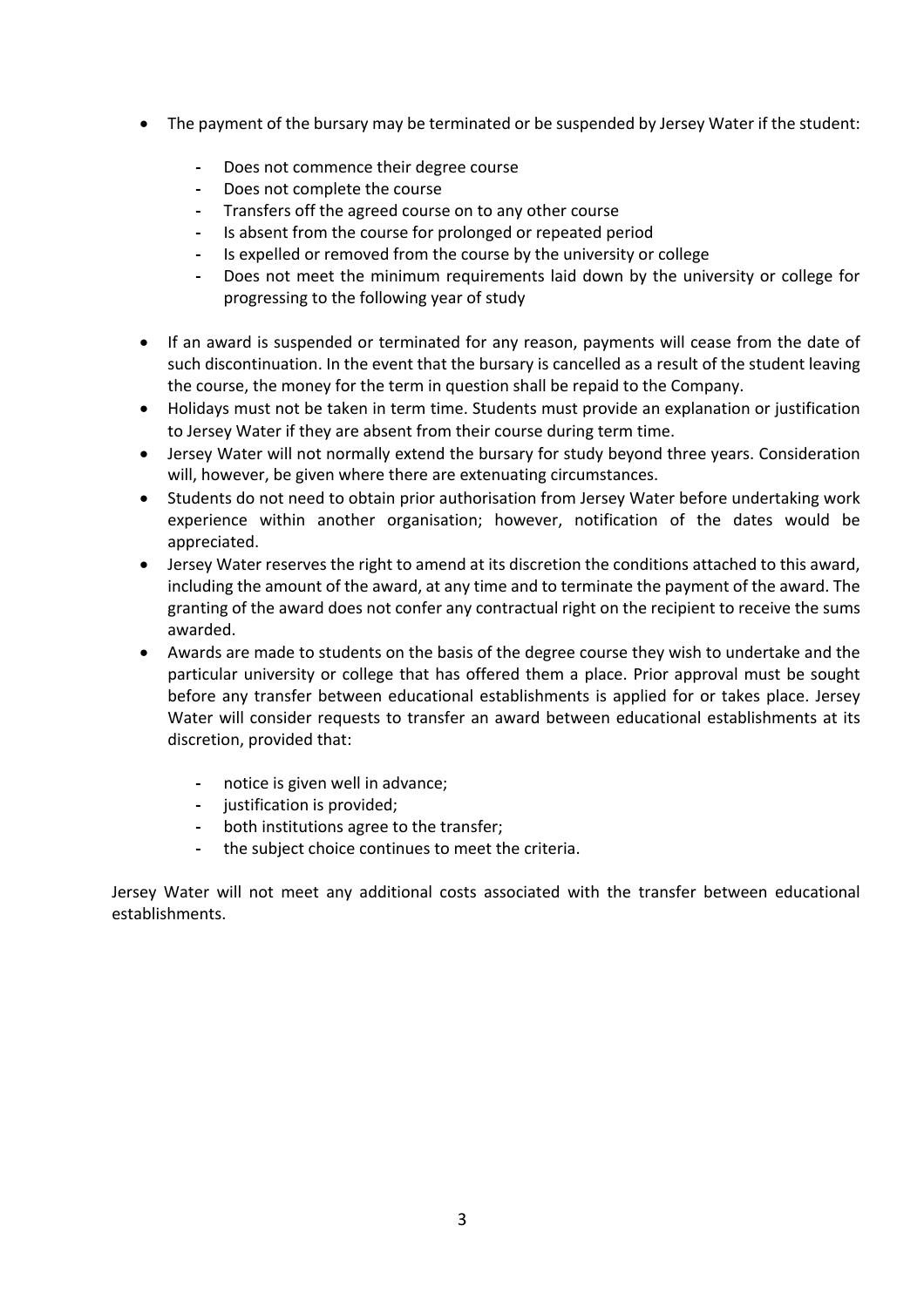- The payment of the bursary may be terminated or be suspended by Jersey Water if the student:
  - Does not commence their degree course
  - Does not complete the course
  - Transfers off the agreed course on to any other course
  - Is absent from the course for prolonged or repeated period
  - Is expelled or removed from the course by the university or college
  - Does not meet the minimum requirements laid down by the university or college for progressing to the following year of study
- If an award is suspended or terminated for any reason, payments will cease from the date of such discontinuation. In the event that the bursary is cancelled as a result of the student leaving the course, the money for the term in question shall be repaid to the Company.
- Holidays must not be taken in term time. Students must provide an explanation or justification to Jersey Water if they are absent from their course during term time.
- Jersey Water will not normally extend the bursary for study beyond three years. Consideration will, however, be given where there are extenuating circumstances.
- Students do not need to obtain prior authorisation from Jersey Water before undertaking work experience within another organisation; however, notification of the dates would be appreciated.
- Jersey Water reserves the right to amend at its discretion the conditions attached to this award, including the amount of the award, at any time and to terminate the payment of the award. The granting of the award does not confer any contractual right on the recipient to receive the sums awarded.
- Awards are made to students on the basis of the degree course they wish to undertake and the particular university or college that has offered them a place. Prior approval must be sought before any transfer between educational establishments is applied for or takes place. Jersey Water will consider requests to transfer an award between educational establishments at its discretion, provided that:
  - notice is given well in advance;
  - justification is provided;
  - both institutions agree to the transfer;
  - the subject choice continues to meet the criteria.

Jersey Water will not meet any additional costs associated with the transfer between educational establishments.